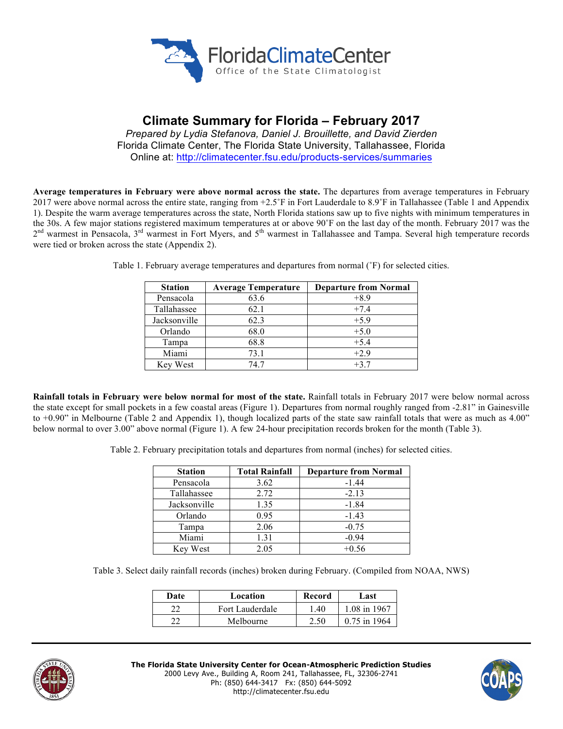# Climate Summary for Florida – February 2017

*Prepared by Lydia Stefanova, Daniel J. Brouillette, and David Zierden*

Florida Climate Center, The Florida State University, Tallahassee, Florida

Online at: http://climatecenter.fsu.edu/products-services/summaries

**Average temperatures in February were above normal across the state.** The departures from average temperatures in February 2017 were above normal across the entire state, ranging from +2.5˚F in Fort Lauderdale to 8.9˚F in Tallahassee (Table 1 and Appendix 1). Despite the warm average temperatures across the state, North Florida stations saw up to five nights with minimum temperatures in the 30s. A few major stations registered maximum temperatures at or above 90˚F on the last day of the month. February 2017 was the 2nd warmest in Pensacola, 3rd warmest in Fort Myers, and 5th warmest in Tallahassee and Tampa. Several high temperature records were tied or broken across the state (Appendix 2).

Table 1. February average temperatures and departures from normal (˚F) for selected cities.

| Station | Average Temperature | Departure from Normal |
|---|---|---|
| Pensacola | 63.6 | +8.9 |
| Tallahassee | 62.1 | +7.4 |
| Jacksonville | 62.3 | +5.9 |
| Orlando | 68.0 | +5.0 |
| Tampa | 68.8 | +5.4 |
| Miami | 73.1 | +2.9 |
| Key West | 74.7 | +3.7 |

**Rainfall totals in February were below normal for most of the state.** Rainfall totals in February 2017 were below normal across the state except for small pockets in a few coastal areas (Figure 1). Departures from normal roughly ranged from -2.81" in Gainesville to +0.90" in Melbourne (Table 2 and Appendix 1), though localized parts of the state saw rainfall totals that were as much as 4.00" below normal to over 3.00" above normal (Figure 1). A few 24-hour precipitation records broken for the month (Table 3).

Table 2. February precipitation totals and departures from normal (inches) for selected cities.

| Station | Total Rainfall | Departure from Normal |
|---|---|---|
| Pensacola | 3.62 | -1.44 |
| Tallahassee | 2.72 | -2.13 |
| Jacksonville | 1.35 | -1.84 |
| Orlando | 0.95 | -1.43 |
| Tampa | 2.06 | -0.75 |
| Miami | 1.31 | -0.94 |
| Key West | 2.05 | +0.56 |

Table 3. Select daily rainfall records (inches) broken during February. (Compiled from NOAA, NWS)

| Date | Location | Record | Last |
|---|---|---|---|
| 22 | Fort Lauderdale | 1.40 | 1.08 in 1967 |
| 22 | Melbourne | 2.50 | 0.75 in 1964 |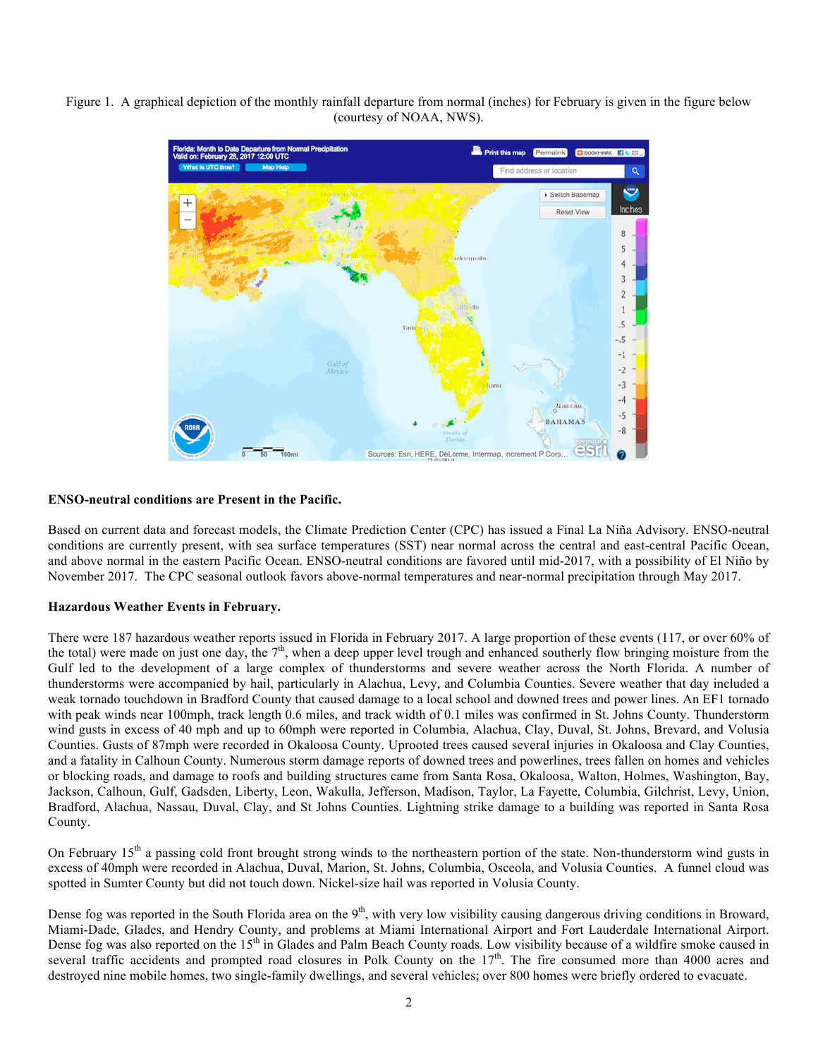Figure 1. A graphical depiction of the monthly rainfall departure from normal (inches) for February is given in the figure below (courtesy of NOAA, NWS).

**ENSO-neutral conditions are Present in the Pacific.**

Based on current data and forecast models, the Climate Prediction Center (CPC) has issued a Final La Niña Advisory. ENSO-neutral conditions are currently present, with sea surface temperatures (SST) near normal across the central and east-central Pacific Ocean, and above normal in the eastern Pacific Ocean. ENSO-neutral conditions are favored until mid-2017, with a possibility of El Niño by November 2017. The CPC seasonal outlook favors above-normal temperatures and near-normal precipitation through May 2017.

**Hazardous Weather Events in February.**

There were 187 hazardous weather reports issued in Florida in February 2017. A large proportion of these events (117, or over 60% of the total) were made on just one day, the 7th, when a deep upper level trough and enhanced southerly flow bringing moisture from the Gulf led to the development of a large complex of thunderstorms and severe weather across the North Florida. A number of thunderstorms were accompanied by hail, particularly in Alachua, Levy, and Columbia Counties. Severe weather that day included a weak tornado touchdown in Bradford County that caused damage to a local school and downed trees and power lines. An EF1 tornado with peak winds near 100mph, track length 0.6 miles, and track width of 0.1 miles was confirmed in St. Johns County. Thunderstorm wind gusts in excess of 40 mph and up to 60mph were reported in Columbia, Alachua, Clay, Duval, St. Johns, Brevard, and Volusia Counties. Gusts of 87mph were recorded in Okaloosa County. Uprooted trees caused several injuries in Okaloosa and Clay Counties, and a fatality in Calhoun County. Numerous storm damage reports of downed trees and powerlines, trees fallen on homes and vehicles or blocking roads, and damage to roofs and building structures came from Santa Rosa, Okaloosa, Walton, Holmes, Washington, Bay, Jackson, Calhoun, Gulf, Gadsden, Liberty, Leon, Wakulla, Jefferson, Madison, Taylor, La Fayette, Columbia, Gilchrist, Levy, Union, Bradford, Alachua, Nassau, Duval, Clay, and St Johns Counties. Lightning strike damage to a building was reported in Santa Rosa County.

On February 15th a passing cold front brought strong winds to the northeastern portion of the state. Non-thunderstorm wind gusts in excess of 40mph were recorded in Alachua, Duval, Marion, St. Johns, Columbia, Osceola, and Volusia Counties. A funnel cloud was spotted in Sumter County but did not touch down. Nickel-size hail was reported in Volusia County.

Dense fog was reported in the South Florida area on the 9th, with very low visibility causing dangerous driving conditions in Broward, Miami-Dade, Glades, and Hendry County, and problems at Miami International Airport and Fort Lauderdale International Airport. Dense fog was also reported on the 15th in Glades and Palm Beach County roads. Low visibility because of a wildfire smoke caused in several traffic accidents and prompted road closures in Polk County on the 17th. The fire consumed more than 4000 acres and destroyed nine mobile homes, two single-family dwellings, and several vehicles; over 800 homes were briefly ordered to evacuate.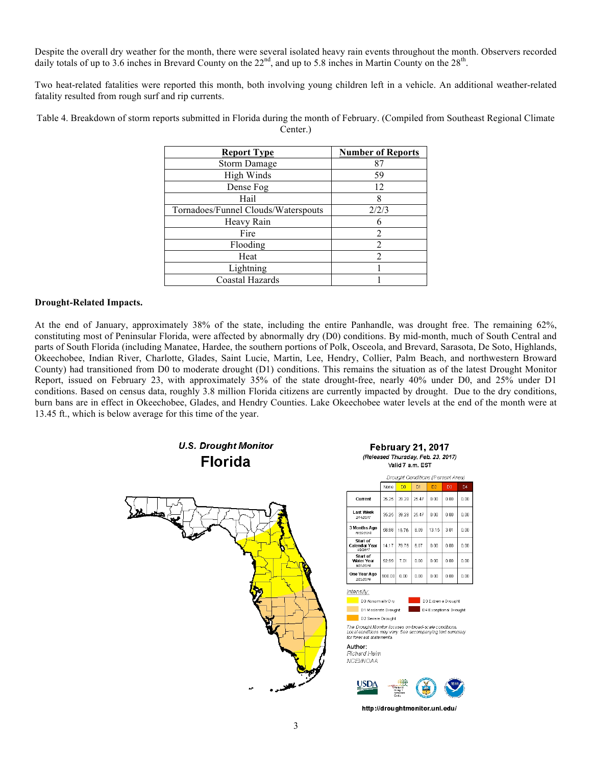Despite the overall dry weather for the month, there were several isolated heavy rain events throughout the month. Observers recorded daily totals of up to 3.6 inches in Brevard County on the 22nd, and up to 5.8 inches in Martin County on the 28th.

Two heat-related fatalities were reported this month, both involving young children left in a vehicle. An additional weather-related fatality resulted from rough surf and rip currents.

Table 4. Breakdown of storm reports submitted in Florida during the month of February. (Compiled from Southeast Regional Climate Center.)

| Report Type | Number of Reports |
|---|---|
| Storm Damage | 87 |
| High Winds | 59 |
| Dense Fog | 12 |
| Hail | 8 |
| Tornadoes/Funnel Clouds/Waterspouts | 2/2/3 |
| Heavy Rain | 6 |
| Fire | 2 |
| Flooding | 2 |
| Heat | 2 |
| Lightning | 1 |
| Coastal Hazards | 1 |

**Drought-Related Impacts.**

At the end of January, approximately 38% of the state, including the entire Panhandle, was drought free. The remaining 62%, constituting most of Peninsular Florida, were affected by abnormally dry (D0) conditions. By mid-month, much of South Central and parts of South Florida (including Manatee, Hardee, the southern portions of Polk, Osceola, and Brevard, Sarasota, De Soto, Highlands, Okeechobee, Indian River, Charlotte, Glades, Saint Lucie, Martin, Lee, Hendry, Collier, Palm Beach, and northwestern Broward County) had transitioned from D0 to moderate drought (D1) conditions. This remains the situation as of the latest Drought Monitor Report, issued on February 23, with approximately 35% of the state drought-free, nearly 40% under D0, and 25% under D1 conditions. Based on census data, roughly 3.8 million Florida citizens are currently impacted by drought. Due to the dry conditions, burn bans are in effect in Okeechobee, Glades, and Hendry Counties. Lake Okeechobee water levels at the end of the month were at 13.45 ft., which is below average for this time of the year.

**U.S. Drought Monitor**
**Florida**

**February 21, 2017**
*(Released Thursday, Feb. 23, 2017)*
Valid 7 a.m. EST

*Drought Conditions (Percent Area)*

| | None | D0 | D1 | D2 | D3 | D4 |
|---|---|---|---|---|---|---|
| Current | 35.25 | 39.28 | 25.47 | 0.00 | 0.00 | 0.00 |
| Last Week 2/14/2017 | 35.25 | 39.28 | 25.47 | 0.00 | 0.00 | 0.00 |
| 3 Months Ago 11/22/2016 | 58.98 | 16.76 | 8.09 | 13.15 | 3.01 | 0.00 |
| Start of Calendar Year 1/3/2017 | 14.17 | 79.76 | 6.07 | 0.00 | 0.00 | 0.00 |
| Start of Water Year 9/27/2016 | 92.99 | 7.01 | 0.00 | 0.00 | 0.00 | 0.00 |
| One Year Ago 2/23/2016 | 100.00 | 0.00 | 0.00 | 0.00 | 0.00 | 0.00 |

*Intensity:*
D0 Abnormally Dry
D1 Moderate Drought
D2 Severe Drought
D3 Extreme Drought
D4 Exceptional Drought

*The Drought Monitor focuses on broad-scale conditions. Local conditions may vary. See accompanying text summary for forecast statements.*

**Author:**
*Richard Heim*
*NCEI/NOAA*

http://droughtmonitor.unl.edu/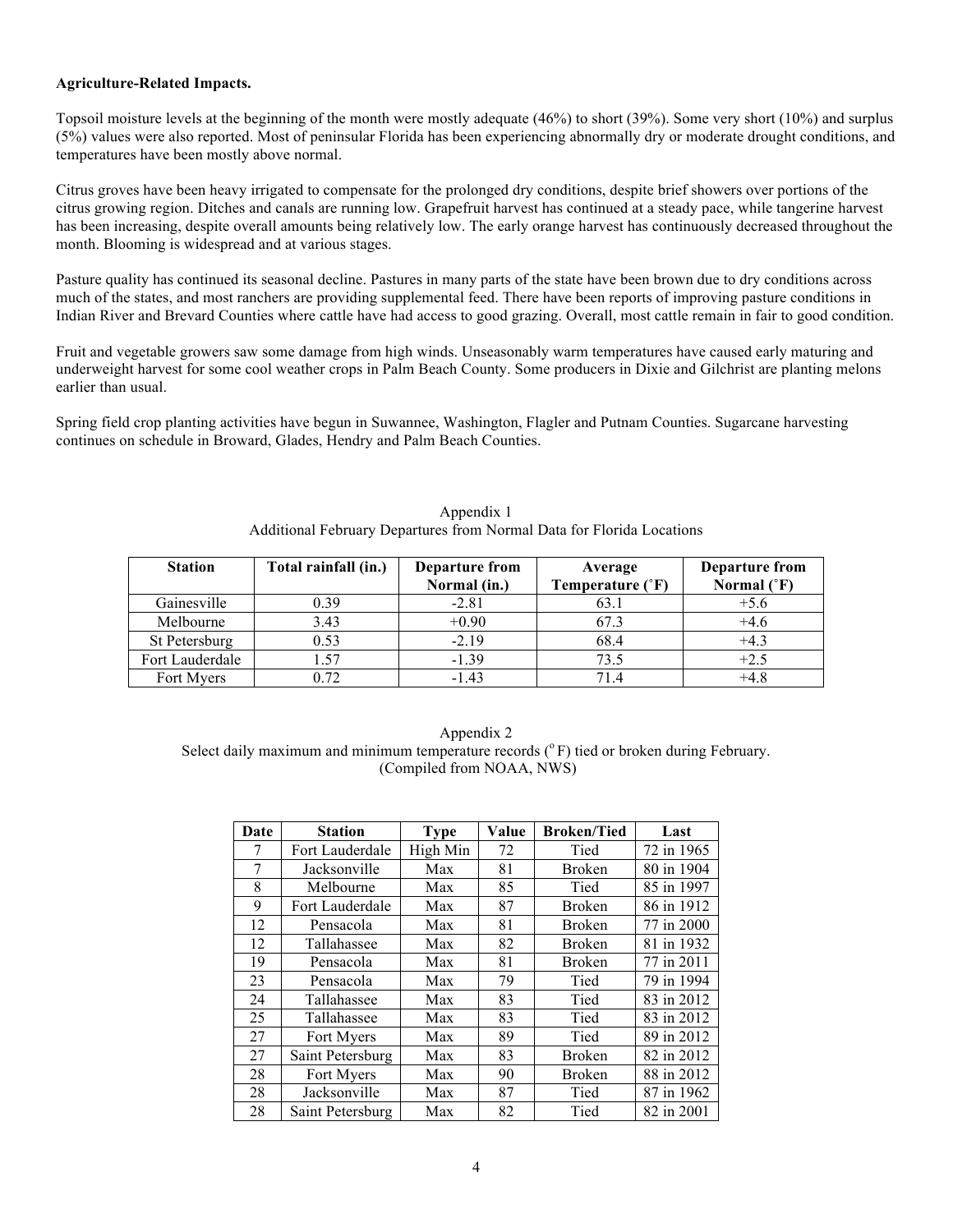**Agriculture-Related Impacts.**

Topsoil moisture levels at the beginning of the month were mostly adequate (46%) to short (39%). Some very short (10%) and surplus (5%) values were also reported. Most of peninsular Florida has been experiencing abnormally dry or moderate drought conditions, and temperatures have been mostly above normal.

Citrus groves have been heavy irrigated to compensate for the prolonged dry conditions, despite brief showers over portions of the citrus growing region. Ditches and canals are running low. Grapefruit harvest has continued at a steady pace, while tangerine harvest has been increasing, despite overall amounts being relatively low. The early orange harvest has continuously decreased throughout the month. Blooming is widespread and at various stages.

Pasture quality has continued its seasonal decline. Pastures in many parts of the state have been brown due to dry conditions across much of the states, and most ranchers are providing supplemental feed. There have been reports of improving pasture conditions in Indian River and Brevard Counties where cattle have had access to good grazing. Overall, most cattle remain in fair to good condition.

Fruit and vegetable growers saw some damage from high winds. Unseasonably warm temperatures have caused early maturing and underweight harvest for some cool weather crops in Palm Beach County. Some producers in Dixie and Gilchrist are planting melons earlier than usual.

Spring field crop planting activities have begun in Suwannee, Washington, Flagler and Putnam Counties. Sugarcane harvesting continues on schedule in Broward, Glades, Hendry and Palm Beach Counties.

Appendix 1
Additional February Departures from Normal Data for Florida Locations

| Station | Total rainfall (in.) | Departure from Normal (in.) | Average Temperature (˚F) | Departure from Normal (˚F) |
|---|---|---|---|---|
| Gainesville | 0.39 | -2.81 | 63.1 | +5.6 |
| Melbourne | 3.43 | +0.90 | 67.3 | +4.6 |
| St Petersburg | 0.53 | -2.19 | 68.4 | +4.3 |
| Fort Lauderdale | 1.57 | -1.39 | 73.5 | +2.5 |
| Fort Myers | 0.72 | -1.43 | 71.4 | +4.8 |

Appendix 2
Select daily maximum and minimum temperature records (°F) tied or broken during February.
(Compiled from NOAA, NWS)

| Date | Station | Type | Value | Broken/Tied | Last |
|---|---|---|---|---|---|
| 7 | Fort Lauderdale | High Min | 72 | Tied | 72 in 1965 |
| 7 | Jacksonville | Max | 81 | Broken | 80 in 1904 |
| 8 | Melbourne | Max | 85 | Tied | 85 in 1997 |
| 9 | Fort Lauderdale | Max | 87 | Broken | 86 in 1912 |
| 12 | Pensacola | Max | 81 | Broken | 77 in 2000 |
| 12 | Tallahassee | Max | 82 | Broken | 81 in 1932 |
| 19 | Pensacola | Max | 81 | Broken | 77 in 2011 |
| 23 | Pensacola | Max | 79 | Tied | 79 in 1994 |
| 24 | Tallahassee | Max | 83 | Tied | 83 in 2012 |
| 25 | Tallahassee | Max | 83 | Tied | 83 in 2012 |
| 27 | Fort Myers | Max | 89 | Tied | 89 in 2012 |
| 27 | Saint Petersburg | Max | 83 | Broken | 82 in 2012 |
| 28 | Fort Myers | Max | 90 | Broken | 88 in 2012 |
| 28 | Jacksonville | Max | 87 | Tied | 87 in 1962 |
| 28 | Saint Petersburg | Max | 82 | Tied | 82 in 2001 |